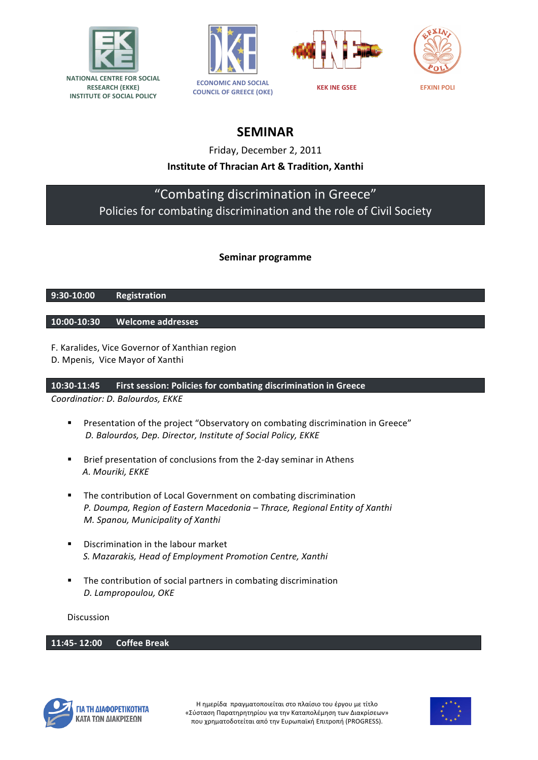NATIONAL CENTRE FOR SOCIAL RESEARCH (EKKE)
INSTITUTE OF SOCIAL POLICY

ECONOMIC AND SOCIAL COUNCIL OF GREECE (OKE)

KEK INE GSEE

EFXINI POLI

# SEMINAR

Friday, December 2, 2011

**Institute of Thracian Art & Tradition, Xanthi**

## "Combating discrimination in Greece"

## Policies for combating discrimination and the role of Civil Society

### Seminar programme

**9:30-10:00 Registration**

**10:00-10:30 Welcome addresses**

F. Karalides, Vice Governor of Xanthian region
D. Mpenis, Vice Mayor of Xanthi

**10:30-11:45 First session: Policies for combating discrimination in Greece**

*Coordinator: D. Balourdos, EKKE*

- Presentation of the project "Observatory on combating discrimination in Greece"
  *D. Balourdos, Dep. Director, Institute of Social Policy, EKKE*

- Brief presentation of conclusions from the 2-day seminar in Athens
  *A. Mouriki, EKKE*

- The contribution of Local Government on combating discrimination
  *P. Doumpa, Region of Eastern Macedonia – Thrace, Regional Entity of Xanthi*
  *M. Spanou, Municipality of Xanthi*

- Discrimination in the labour market
  *S. Mazarakis, Head of Employment Promotion Centre, Xanthi*

- The contribution of social partners in combating discrimination
  *D. Lampropoulou, OKE*

Discussion

**11:45- 12:00 Coffee Break**

ΓΙΑ ΤΗ ΔΙΑΦΟΡΕΤΙΚΟΤΗΤΑ ΚΑΤΑ ΤΩΝ ΔΙΑΚΡΙΣΕΩΝ

Η ημερίδα πραγματοποιείται στο πλαίσιο του έργου με τίτλο «Σύσταση Παρατηρητηρίου για την Καταπολέμηση των Διακρίσεων» που χρηματοδοτείται από την Ευρωπαϊκή Επιτροπή (PROGRESS).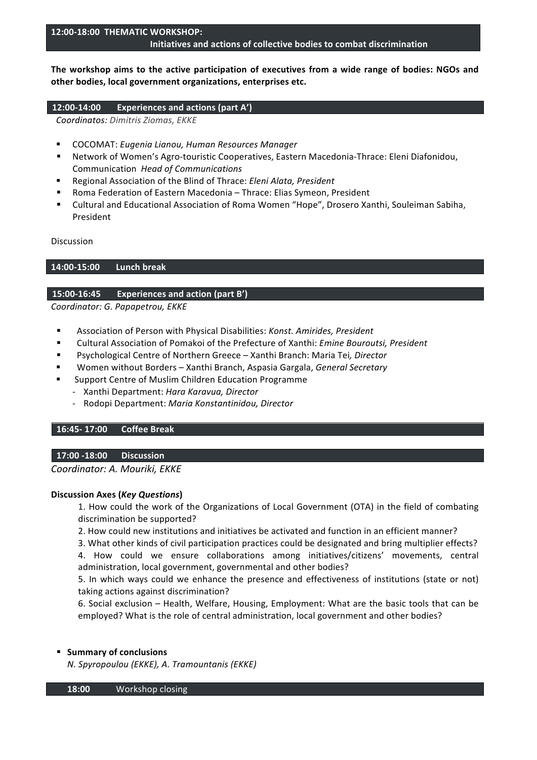## 12:00-18:00 THEMATIC WORKSHOP: Initiatives and actions of collective bodies to combat discrimination

**The workshop aims to the active participation of executives from a wide range of bodies: NGOs and other bodies, local government organizations, enterprises etc.**

### 12:00-14:00 Experiences and actions (part A')

*Coordinatos: Dimitris Ziomas, EKKE*

- COCOMAT: *Eugenia Lianou, Human Resources Manager*
- Network of Women's Agro-touristic Cooperatives, Eastern Macedonia-Thrace: Eleni Diafonidou, Communication *Head of Communications*
- Regional Association of the Blind of Thrace: *Eleni Alata, President*
- Roma Federation of Eastern Macedonia – Thrace: Elias Symeon, President
- Cultural and Educational Association of Roma Women "Hope", Drosero Xanthi, Souleiman Sabiha, President

Discussion

### 14:00-15:00 Lunch break

### 15:00-16:45 Experiences and action (part B')

*Coordinator: G. Papapetrou, EKKE*

- Association of Person with Physical Disabilities: *Konst. Amirides, President*
- Cultural Association of Pomakoi of the Prefecture of Xanthi: *Emine Bouroutsi, President*
- Psychological Centre of Northern Greece – Xanthi Branch: Maria Tei*, Director*
- Women without Borders – Xanthi Branch, Aspasia Gargala, *General Secretary*
- Support Centre of Muslim Children Education Programme
  - Xanthi Department: *Hara Karavua, Director*
  - Rodopi Department: *Maria Konstantinidou, Director*

### 16:45- 17:00 Coffee Break

### 17:00 -18:00 Discussion

*Coordinator: A. Mouriki, EKKE*

**Discussion Axes (*Key Questions*)**

1. How could the work of the Organizations of Local Government (OTA) in the field of combating discrimination be supported?
2. How could new institutions and initiatives be activated and function in an efficient manner?
3. What other kinds of civil participation practices could be designated and bring multiplier effects?
4. How could we ensure collaborations among initiatives/citizens' movements, central administration, local government, governmental and other bodies?
5. In which ways could we enhance the presence and effectiveness of institutions (state or not) taking actions against discrimination?
6. Social exclusion – Health, Welfare, Housing, Employment: What are the basic tools that can be employed? What is the role of central administration, local government and other bodies?

- **Summary of conclusions**
  *N. Spyropoulou (EKKE), A. Tramountanis (EKKE)*

### 18:00 Workshop closing